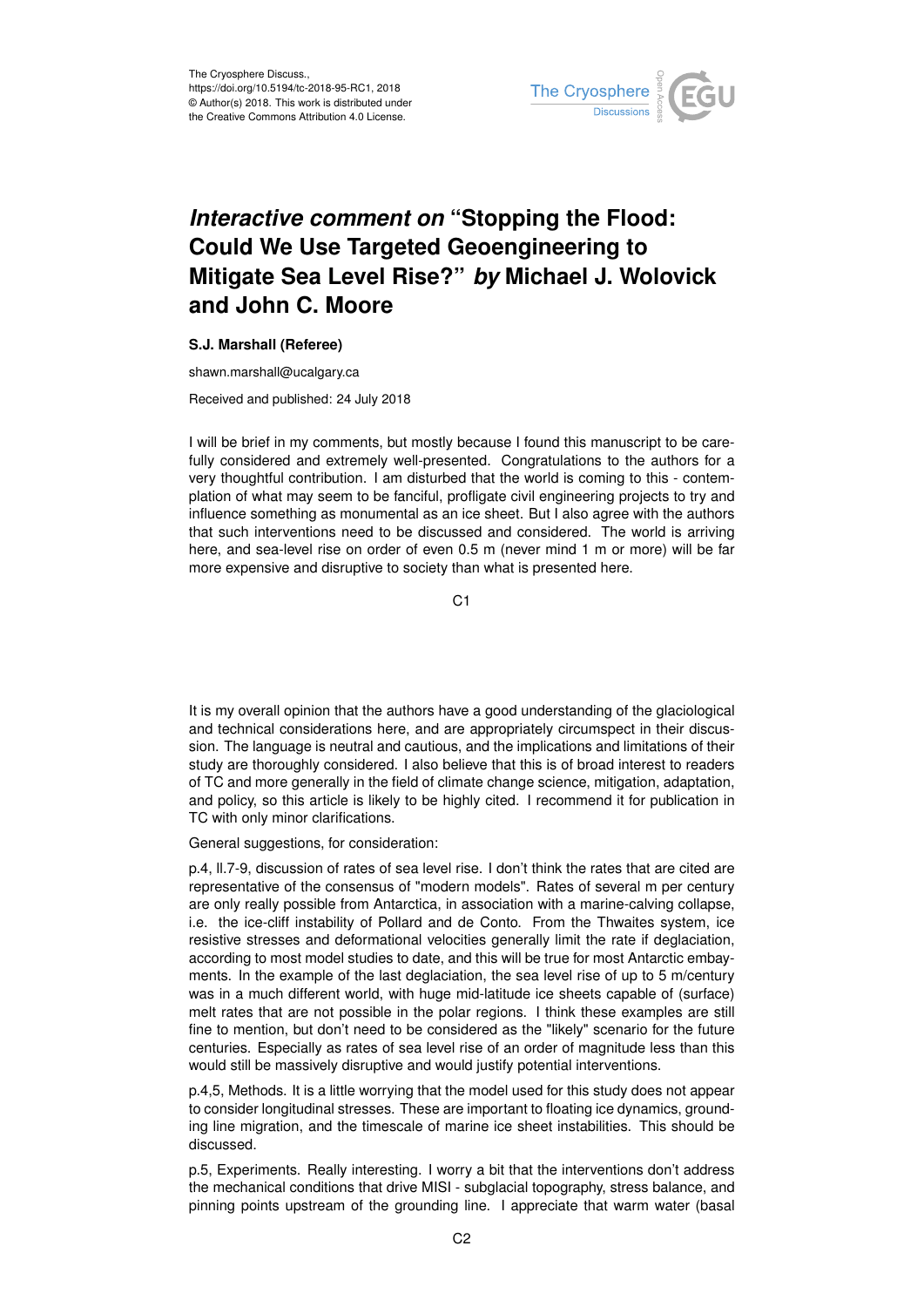# *Interactive comment on* "Stopping the Flood: Could We Use Targeted Geoengineering to Mitigate Sea Level Rise?" *by* Michael J. Wolovick and John C. Moore

**S.J. Marshall (Referee)**

shawn.marshall@ucalgary.ca

Received and published: 24 July 2018

I will be brief in my comments, but mostly because I found this manuscript to be carefully considered and extremely well-presented. Congratulations to the authors for a very thoughtful contribution. I am disturbed that the world is coming to this - contemplation of what may seem to be fanciful, profligate civil engineering projects to try and influence something as monumental as an ice sheet. But I also agree with the authors that such interventions need to be discussed and considered. The world is arriving here, and sea-level rise on order of even 0.5 m (never mind 1 m or more) will be far more expensive and disruptive to society than what is presented here.

It is my overall opinion that the authors have a good understanding of the glaciological and technical considerations here, and are appropriately circumspect in their discussion. The language is neutral and cautious, and the implications and limitations of their study are thoroughly considered. I also believe that this is of broad interest to readers of TC and more generally in the field of climate change science, mitigation, adaptation, and policy, so this article is likely to be highly cited. I recommend it for publication in TC with only minor clarifications.

General suggestions, for consideration:

p.4, ll.7-9, discussion of rates of sea level rise. I don't think the rates that are cited are representative of the consensus of "modern models". Rates of several m per century are only really possible from Antarctica, in association with a marine-calving collapse, i.e. the ice-cliff instability of Pollard and de Conto. From the Thwaites system, ice resistive stresses and deformational velocities generally limit the rate if deglaciation, according to most model studies to date, and this will be true for most Antarctic embayments. In the example of the last deglaciation, the sea level rise of up to 5 m/century was in a much different world, with huge mid-latitude ice sheets capable of (surface) melt rates that are not possible in the polar regions. I think these examples are still fine to mention, but don't need to be considered as the "likely" scenario for the future centuries. Especially as rates of sea level rise of an order of magnitude less than this would still be massively disruptive and would justify potential interventions.

p.4,5, Methods. It is a little worrying that the model used for this study does not appear to consider longitudinal stresses. These are important to floating ice dynamics, grounding line migration, and the timescale of marine ice sheet instabilities. This should be discussed.

p.5, Experiments. Really interesting. I worry a bit that the interventions don't address the mechanical conditions that drive MISI - subglacial topography, stress balance, and pinning points upstream of the grounding line. I appreciate that warm water (basal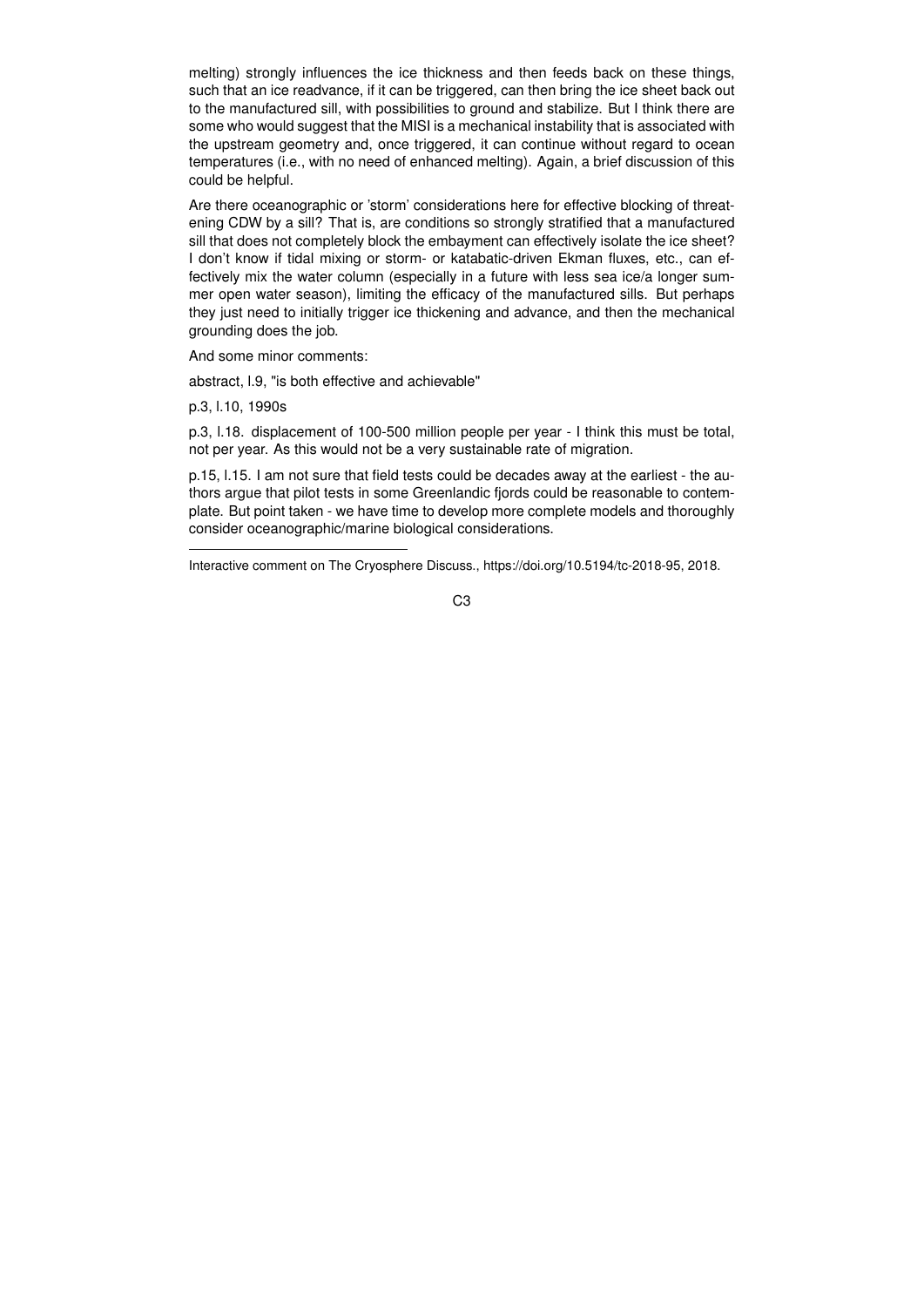melting) strongly influences the ice thickness and then feeds back on these things, such that an ice readvance, if it can be triggered, can then bring the ice sheet back out to the manufactured sill, with possibilities to ground and stabilize. But I think there are some who would suggest that the MISI is a mechanical instability that is associated with the upstream geometry and, once triggered, it can continue without regard to ocean temperatures (i.e., with no need of enhanced melting). Again, a brief discussion of this could be helpful.

Are there oceanographic or 'storm' considerations here for effective blocking of threatening CDW by a sill? That is, are conditions so strongly stratified that a manufactured sill that does not completely block the embayment can effectively isolate the ice sheet? I don't know if tidal mixing or storm- or katabatic-driven Ekman fluxes, etc., can effectively mix the water column (especially in a future with less sea ice/a longer summer open water season), limiting the efficacy of the manufactured sills. But perhaps they just need to initially trigger ice thickening and advance, and then the mechanical grounding does the job.

And some minor comments:

abstract, l.9, "is both effective and achievable"

p.3, l.10, 1990s

p.3, l.18. displacement of 100-500 million people per year - I think this must be total, not per year. As this would not be a very sustainable rate of migration.

p.15, l.15. I am not sure that field tests could be decades away at the earliest - the authors argue that pilot tests in some Greenlandic fjords could be reasonable to contemplate. But point taken - we have time to develop more complete models and thoroughly consider oceanographic/marine biological considerations.

---

Interactive comment on The Cryosphere Discuss., https://doi.org/10.5194/tc-2018-95, 2018.